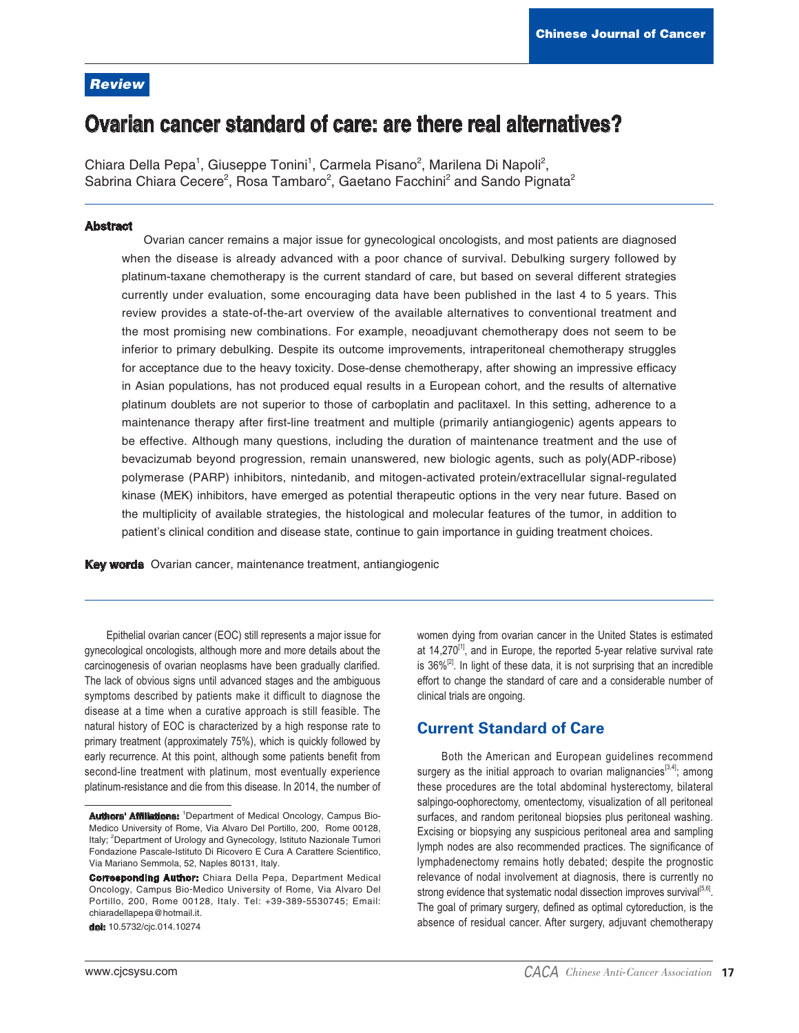**Review**

# Ovarian cancer standard of care: are there real alternatives?

Chiara Della Pepa[1], Giuseppe Tonini[1], Carmela Pisano[2], Marilena Di Napoli[2], Sabrina Chiara Cecere[2], Rosa Tambaro[2], Gaetano Facchini[2] and Sando Pignata[2]

## Abstract

Ovarian cancer remains a major issue for gynecological oncologists, and most patients are diagnosed when the disease is already advanced with a poor chance of survival. Debulking surgery followed by platinum-taxane chemotherapy is the current standard of care, but based on several different strategies currently under evaluation, some encouraging data have been published in the last 4 to 5 years. This review provides a state-of-the-art overview of the available alternatives to conventional treatment and the most promising new combinations. For example, neoadjuvant chemotherapy does not seem to be inferior to primary debulking. Despite its outcome improvements, intraperitoneal chemotherapy struggles for acceptance due to the heavy toxicity. Dose-dense chemotherapy, after showing an impressive efficacy in Asian populations, has not produced equal results in a European cohort, and the results of alternative platinum doublets are not superior to those of carboplatin and paclitaxel. In this setting, adherence to a maintenance therapy after first-line treatment and multiple (primarily antiangiogenic) agents appears to be effective. Although many questions, including the duration of maintenance treatment and the use of bevacizumab beyond progression, remain unanswered, new biologic agents, such as poly(ADP-ribose) polymerase (PARP) inhibitors, nintedanib, and mitogen-activated protein/extracellular signal-regulated kinase (MEK) inhibitors, have emerged as potential therapeutic options in the very near future. Based on the multiplicity of available strategies, the histological and molecular features of the tumor, in addition to patient's clinical condition and disease state, continue to gain importance in guiding treatment choices.

**Key words** Ovarian cancer, maintenance treatment, antiangiogenic

Epithelial ovarian cancer (EOC) still represents a major issue for gynecological oncologists, although more and more details about the carcinogenesis of ovarian neoplasms have been gradually clarified. The lack of obvious signs until advanced stages and the ambiguous symptoms described by patients make it difficult to diagnose the disease at a time when a curative approach is still feasible. The natural history of EOC is characterized by a high response rate to primary treatment (approximately 75%), which is quickly followed by early recurrence. At this point, although some patients benefit from second-line treatment with platinum, most eventually experience platinum-resistance and die from this disease. In 2014, the number of women dying from ovarian cancer in the United States is estimated at 14,270[1], and in Europe, the reported 5-year relative survival rate is 36%[2]. In light of these data, it is not surprising that an incredible effort to change the standard of care and a considerable number of clinical trials are ongoing.

## Current Standard of Care

Both the American and European guidelines recommend surgery as the initial approach to ovarian malignancies[3,4]; among these procedures are the total abdominal hysterectomy, bilateral salpingo-oophorectomy, omentectomy, visualization of all peritoneal surfaces, and random peritoneal biopsies plus peritoneal washing. Excising or biopsying any suspicious peritoneal area and sampling lymph nodes are also recommended practices. The significance of lymphadenectomy remains hotly debated; despite the prognostic relevance of nodal involvement at diagnosis, there is currently no strong evidence that systematic nodal dissection improves survival[5,6]. The goal of primary surgery, defined as optimal cytoreduction, is the absence of residual cancer. After surgery, adjuvant chemotherapy

**Authors' Affiliations:** [1]Department of Medical Oncology, Campus Bio-Medico University of Rome, Via Alvaro Del Portillo, 200, Rome 00128, Italy; [2]Department of Urology and Gynecology, Istituto Nazionale Tumori Fondazione Pascale-Istituto Di Ricovero E Cura A Carattere Scientifico, Via Mariano Semmola, 52, Naples 80131, Italy.

**Corresponding Author:** Chiara Della Pepa, Department Medical Oncology, Campus Bio-Medico University of Rome, Via Alvaro Del Portillo, 200, Rome 00128, Italy. Tel: +39-389-5530745; Email: chiaradellapepa@hotmail.it.

**doi:** 10.5732/cjc.014.10274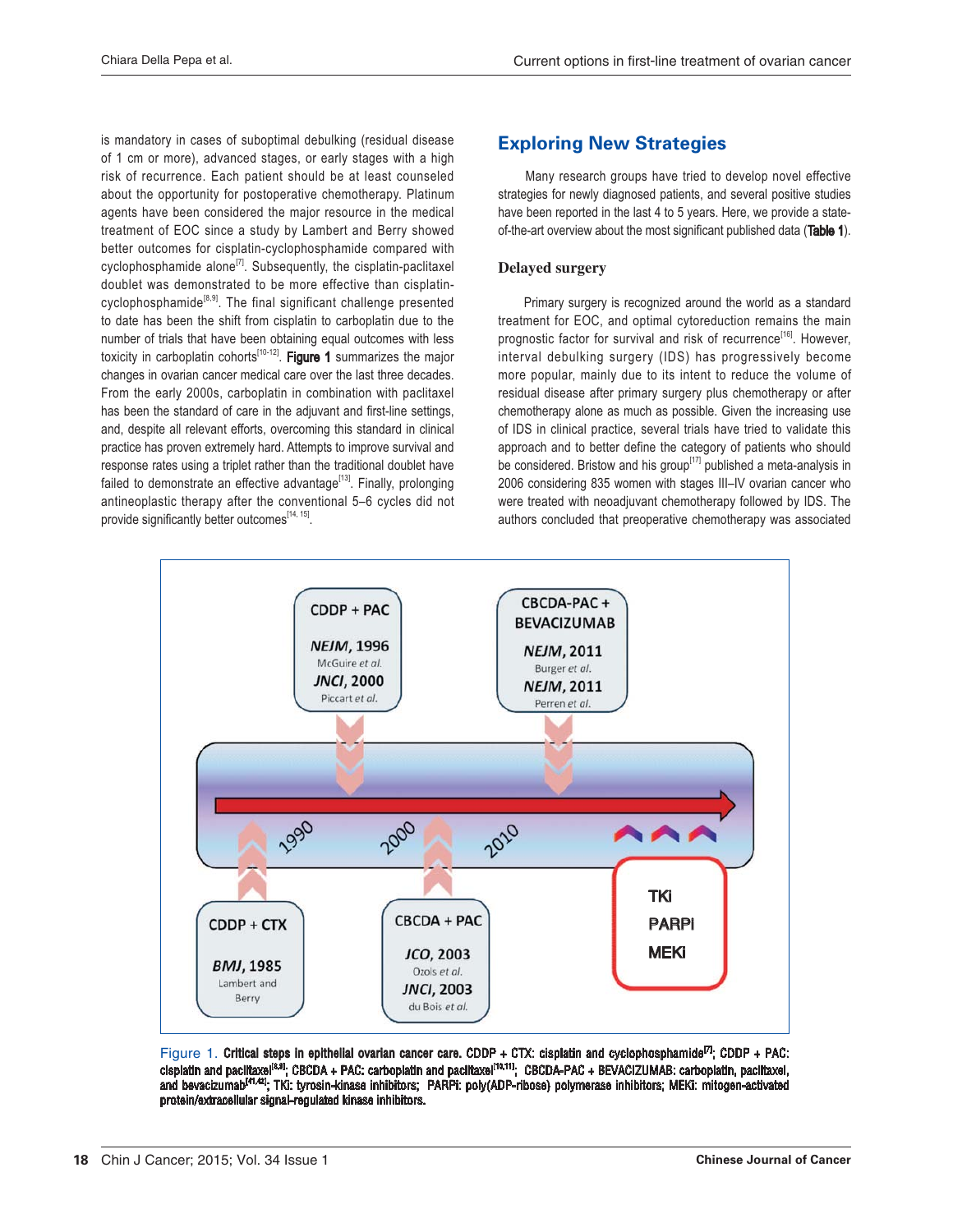is mandatory in cases of suboptimal debulking (residual disease of 1 cm or more), advanced stages, or early stages with a high risk of recurrence. Each patient should be at least counseled about the opportunity for postoperative chemotherapy. Platinum agents have been considered the major resource in the medical treatment of EOC since a study by Lambert and Berry showed better outcomes for cisplatin-cyclophosphamide compared with cyclophosphamide alone[7]. Subsequently, the cisplatin-paclitaxel doublet was demonstrated to be more effective than cisplatin-cyclophosphamide[8,9]. The final significant challenge presented to date has been the shift from cisplatin to carboplatin due to the number of trials that have been obtaining equal outcomes with less toxicity in carboplatin cohorts[10-12]. **Figure 1** summarizes the major changes in ovarian cancer medical care over the last three decades. From the early 2000s, carboplatin in combination with paclitaxel has been the standard of care in the adjuvant and first-line settings, and, despite all relevant efforts, overcoming this standard in clinical practice has proven extremely hard. Attempts to improve survival and response rates using a triplet rather than the traditional doublet have failed to demonstrate an effective advantage[13]. Finally, prolonging antineoplastic therapy after the conventional 5–6 cycles did not provide significantly better outcomes[14, 15].

## Exploring New Strategies

Many research groups have tried to develop novel effective strategies for newly diagnosed patients, and several positive studies have been reported in the last 4 to 5 years. Here, we provide a state-of-the-art overview about the most significant published data (**Table 1**).

### Delayed surgery

Primary surgery is recognized around the world as a standard treatment for EOC, and optimal cytoreduction remains the main prognostic factor for survival and risk of recurrence[16]. However, interval debulking surgery (IDS) has progressively become more popular, mainly due to its intent to reduce the volume of residual disease after primary surgery plus chemotherapy or after chemotherapy alone as much as possible. Given the increasing use of IDS in clinical practice, several trials have tried to validate this approach and to better define the category of patients who should be considered. Bristow and his group[17] published a meta-analysis in 2006 considering 835 women with stages III–IV ovarian cancer who were treated with neoadjuvant chemotherapy followed by IDS. The authors concluded that preoperative chemotherapy was associated

Figure 1. **Critical steps in epithelial ovarian cancer care. CDDP + CTX: cisplatin and cyclophosphamide[7]; CDDP + PAC: cisplatin and paclitaxel[8,9]; CBCDA + PAC: carboplatin and paclitaxel[10,11]; CBCDA-PAC + BEVACIZUMAB: carboplatin, paclitaxel, and bevacizumab[41,42]; TKi: tyrosin-kinase inhibitors; PARPi: poly(ADP-ribose) polymerase inhibitors; MEKi: mitogen-activated protein/extracellular signal-regulated kinase inhibitors.**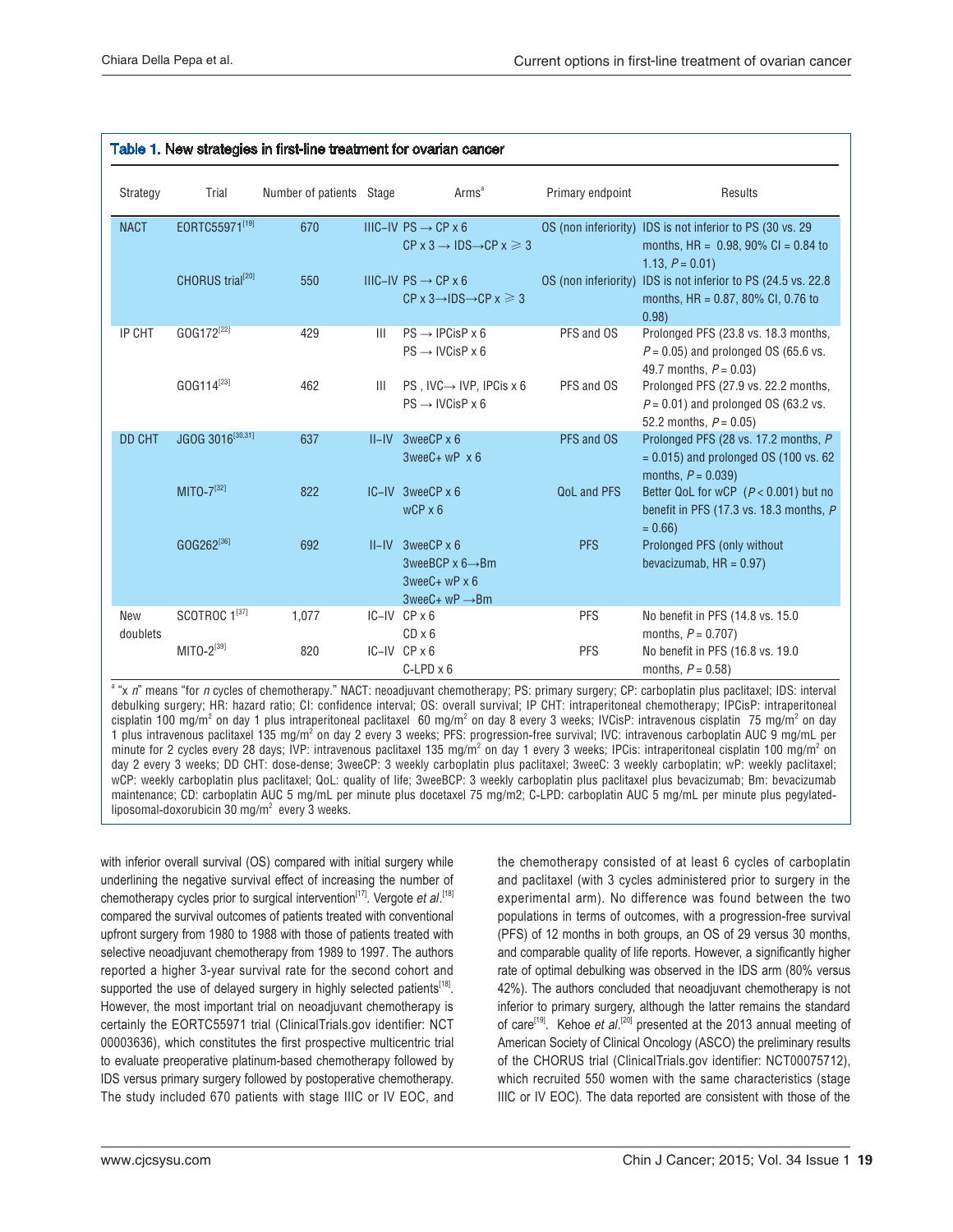**Table 1. New strategies in first-line treatment for ovarian cancer**

| Strategy | Trial | Number of patients | Stage | Arms[a] | Primary endpoint | Results |
|---|---|---|---|---|---|---|
| NACT | EORTC55971[19] | 670 | IIIC–IV | PS → CP x 6<br>CP x 3 → IDS→CP x ≥ 3 | OS (non inferiority) | IDS is not inferior to PS (30 vs. 29 months, HR = 0.98, 90% CI = 0.84 to 1.13, $P$ = 0.01) |
| | CHORUS trial[20] | 550 | IIIC–IV | PS → CP x 6<br>CP x 3→IDS→CP x ≥ 3 | OS (non inferiority) | IDS is not inferior to PS (24.5 vs. 22.8 months, HR = 0.87, 80% CI, 0.76 to 0.98) |
| IP CHT | GOG172[22] | 429 | III | PS → IPCisP x 6<br>PS → IVCisP x 6 | PFS and OS | Prolonged PFS (23.8 vs. 18.3 months, $P$ = 0.05) and prolonged OS (65.6 vs. 49.7 months, $P$ = 0.03) |
| | GOG114[23] | 462 | III | PS , IVC→ IVP, IPCis x 6<br>PS → IVCisP x 6 | PFS and OS | Prolonged PFS (27.9 vs. 22.2 months, $P$ = 0.01) and prolonged OS (63.2 vs. 52.2 months, $P$ = 0.05) |
| DD CHT | JGOG 3016[30,31] | 637 | II–IV | 3weeCP x 6<br>3weeC+ wP x 6 | PFS and OS | Prolonged PFS (28 vs. 17.2 months, $P$ = 0.015) and prolonged OS (100 vs. 62 months, $P$ = 0.039) |
| | MITO-7[32] | 822 | IC–IV | 3weeCP x 6<br>wCP x 6 | QoL and PFS | Better QoL for wCP ($P$ < 0.001) but no benefit in PFS (17.3 vs. 18.3 months, $P$ = 0.66) |
| | GOG262[36] | 692 | II–IV | 3weeCP x 6<br>3weeBCP x 6→Bm<br>3weeC+ wP x 6<br>3weeC+ wP →Bm | PFS | Prolonged PFS (only without bevacizumab, HR = 0.97) |
| New doublets | SCOTROC 1[37] | 1,077 | IC–IV | CP x 6<br>CD x 6 | PFS | No benefit in PFS (14.8 vs. 15.0 months, $P$ = 0.707) |
| | MITO-2[39] | 820 | IC–IV | CP x 6<br>C-LPD x 6 | PFS | No benefit in PFS (16.8 vs. 19.0 months, $P$ = 0.58) |

[a] "x *n*" means "for *n* cycles of chemotherapy." NACT: neoadjuvant chemotherapy; PS: primary surgery; CP: carboplatin plus paclitaxel; IDS: interval debulking surgery; HR: hazard ratio; CI: confidence interval; OS: overall survival; IP CHT: intraperitoneal chemotherapy; IPCisP: intraperitoneal cisplatin 100 mg/m$^2$ on day 1 plus intraperitoneal paclitaxel 60 mg/m$^2$ on day 8 every 3 weeks; IVCisP: intravenous cisplatin 75 mg/m$^2$ on day 1 plus intravenous paclitaxel 135 mg/m$^2$ on day 2 every 3 weeks; PFS: progression-free survival; IVC: intravenous carboplatin AUC 9 mg/mL per minute for 2 cycles every 28 days; IVP: intravenous paclitaxel 135 mg/m$^2$ on day 1 every 3 weeks; IPCis: intraperitoneal cisplatin 100 mg/m$^2$ on day 2 every 3 weeks; DD CHT: dose-dense; 3weeCP: 3 weekly carboplatin plus paclitaxel; 3weeC: 3 weekly carboplatin; wP: weekly paclitaxel; wCP: weekly carboplatin plus paclitaxel; QoL: quality of life; 3weeBCP: 3 weekly carboplatin plus paclitaxel plus bevacizumab; Bm: bevacizumab maintenance; CD: carboplatin AUC 5 mg/mL per minute plus docetaxel 75 mg/m2; C-LPD: carboplatin AUC 5 mg/mL per minute plus pegylated-liposomal-doxorubicin 30 mg/m$^2$ every 3 weeks.

with inferior overall survival (OS) compared with initial surgery while underlining the negative survival effect of increasing the number of chemotherapy cycles prior to surgical intervention[17]. Vergote *et al*.[18] compared the survival outcomes of patients treated with conventional upfront surgery from 1980 to 1988 with those of patients treated with selective neoadjuvant chemotherapy from 1989 to 1997. The authors reported a higher 3-year survival rate for the second cohort and supported the use of delayed surgery in highly selected patients[18]. However, the most important trial on neoadjuvant chemotherapy is certainly the EORTC55971 trial (ClinicalTrials.gov identifier: NCT 00003636), which constitutes the first prospective multicentric trial to evaluate preoperative platinum-based chemotherapy followed by IDS versus primary surgery followed by postoperative chemotherapy. The study included 670 patients with stage IIIC or IV EOC, and the chemotherapy consisted of at least 6 cycles of carboplatin and paclitaxel (with 3 cycles administered prior to surgery in the experimental arm). No difference was found between the two populations in terms of outcomes, with a progression-free survival (PFS) of 12 months in both groups, an OS of 29 versus 30 months, and comparable quality of life reports. However, a significantly higher rate of optimal debulking was observed in the IDS arm (80% versus 42%). The authors concluded that neoadjuvant chemotherapy is not inferior to primary surgery, although the latter remains the standard of care[19]. Kehoe *et al*.[20] presented at the 2013 annual meeting of American Society of Clinical Oncology (ASCO) the preliminary results of the CHORUS trial (ClinicalTrials.gov identifier: NCT00075712), which recruited 550 women with the same characteristics (stage IIIC or IV EOC). The data reported are consistent with those of the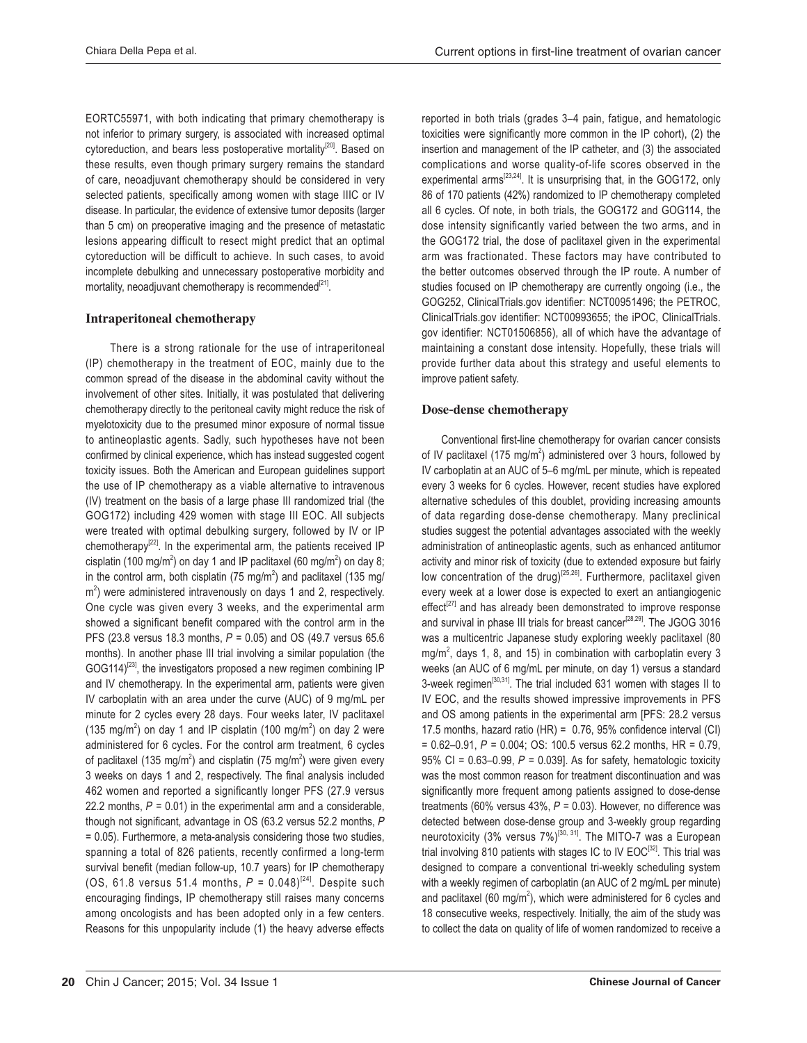EORTC55971, with both indicating that primary chemotherapy is not inferior to primary surgery, is associated with increased optimal cytoreduction, and bears less postoperative mortality[20]. Based on these results, even though primary surgery remains the standard of care, neoadjuvant chemotherapy should be considered in very selected patients, specifically among women with stage IIIC or IV disease. In particular, the evidence of extensive tumor deposits (larger than 5 cm) on preoperative imaging and the presence of metastatic lesions appearing difficult to resect might predict that an optimal cytoreduction will be difficult to achieve. In such cases, to avoid incomplete debulking and unnecessary postoperative morbidity and mortality, neoadjuvant chemotherapy is recommended[21].

### Intraperitoneal chemotherapy

There is a strong rationale for the use of intraperitoneal (IP) chemotherapy in the treatment of EOC, mainly due to the common spread of the disease in the abdominal cavity without the involvement of other sites. Initially, it was postulated that delivering chemotherapy directly to the peritoneal cavity might reduce the risk of myelotoxicity due to the presumed minor exposure of normal tissue to antineoplastic agents. Sadly, such hypotheses have not been confirmed by clinical experience, which has instead suggested cogent toxicity issues. Both the American and European guidelines support the use of IP chemotherapy as a viable alternative to intravenous (IV) treatment on the basis of a large phase III randomized trial (the GOG172) including 429 women with stage III EOC. All subjects were treated with optimal debulking surgery, followed by IV or IP chemotherapy[22]. In the experimental arm, the patients received IP cisplatin (100 mg/m$^2$) on day 1 and IP paclitaxel (60 mg/m$^2$) on day 8; in the control arm, both cisplatin (75 mg/m$^2$) and paclitaxel (135 mg/m$^2$) were administered intravenously on days 1 and 2, respectively. One cycle was given every 3 weeks, and the experimental arm showed a significant benefit compared with the control arm in the PFS (23.8 versus 18.3 months, $P$ = 0.05) and OS (49.7 versus 65.6 months). In another phase III trial involving a similar population (the GOG114)[23], the investigators proposed a new regimen combining IP and IV chemotherapy. In the experimental arm, patients were given IV carboplatin with an area under the curve (AUC) of 9 mg/mL per minute for 2 cycles every 28 days. Four weeks later, IV paclitaxel (135 mg/m$^2$) on day 1 and IP cisplatin (100 mg/m$^2$) on day 2 were administered for 6 cycles. For the control arm treatment, 6 cycles of paclitaxel (135 mg/m$^2$) and cisplatin (75 mg/m$^2$) were given every 3 weeks on days 1 and 2, respectively. The final analysis included 462 women and reported a significantly longer PFS (27.9 versus 22.2 months, $P$ = 0.01) in the experimental arm and a considerable, though not significant, advantage in OS (63.2 versus 52.2 months, $P$ = 0.05). Furthermore, a meta-analysis considering those two studies, spanning a total of 826 patients, recently confirmed a long-term survival benefit (median follow-up, 10.7 years) for IP chemotherapy (OS, 61.8 versus 51.4 months, $P$ = 0.048)[24]. Despite such encouraging findings, IP chemotherapy still raises many concerns among oncologists and has been adopted only in a few centers. Reasons for this unpopularity include (1) the heavy adverse effects reported in both trials (grades 3–4 pain, fatigue, and hematologic toxicities were significantly more common in the IP cohort), (2) the insertion and management of the IP catheter, and (3) the associated complications and worse quality-of-life scores observed in the experimental arms[23,24]. It is unsurprising that, in the GOG172, only 86 of 170 patients (42%) randomized to IP chemotherapy completed all 6 cycles. Of note, in both trials, the GOG172 and GOG114, the dose intensity significantly varied between the two arms, and in the GOG172 trial, the dose of paclitaxel given in the experimental arm was fractionated. These factors may have contributed to the better outcomes observed through the IP route. A number of studies focused on IP chemotherapy are currently ongoing (i.e., the GOG252, ClinicalTrials.gov identifier: NCT00951496; the PETROC, ClinicalTrials.gov identifier: NCT00993655; the iPOC, ClinicalTrials.gov identifier: NCT01506856), all of which have the advantage of maintaining a constant dose intensity. Hopefully, these trials will provide further data about this strategy and useful elements to improve patient safety.

### Dose-dense chemotherapy

Conventional first-line chemotherapy for ovarian cancer consists of IV paclitaxel (175 mg/m$^2$) administered over 3 hours, followed by IV carboplatin at an AUC of 5–6 mg/mL per minute, which is repeated every 3 weeks for 6 cycles. However, recent studies have explored alternative schedules of this doublet, providing increasing amounts of data regarding dose-dense chemotherapy. Many preclinical studies suggest the potential advantages associated with the weekly administration of antineoplastic agents, such as enhanced antitumor activity and minor risk of toxicity (due to extended exposure but fairly low concentration of the drug)[25,26]. Furthermore, paclitaxel given every week at a lower dose is expected to exert an antiangiogenic effect[27] and has already been demonstrated to improve response and survival in phase III trials for breast cancer[28,29]. The JGOG 3016 was a multicentric Japanese study exploring weekly paclitaxel (80 mg/m$^2$, days 1, 8, and 15) in combination with carboplatin every 3 weeks (an AUC of 6 mg/mL per minute, on day 1) versus a standard 3-week regimen[30,31]. The trial included 631 women with stages II to IV EOC, and the results showed impressive improvements in PFS and OS among patients in the experimental arm [PFS: 28.2 versus 17.5 months, hazard ratio (HR) = 0.76, 95% confidence interval (CI) = 0.62–0.91, $P$ = 0.004; OS: 100.5 versus 62.2 months, HR = 0.79, 95% CI = 0.63–0.99, $P$ = 0.039]. As for safety, hematologic toxicity was the most common reason for treatment discontinuation and was significantly more frequent among patients assigned to dose-dense treatments (60% versus 43%, $P$ = 0.03). However, no difference was detected between dose-dense group and 3-weekly group regarding neurotoxicity (3% versus 7%)[30, 31]. The MITO-7 was a European trial involving 810 patients with stages IC to IV EOC[32]. This trial was designed to compare a conventional tri-weekly scheduling system with a weekly regimen of carboplatin (an AUC of 2 mg/mL per minute) and paclitaxel (60 mg/m$^2$), which were administered for 6 cycles and 18 consecutive weeks, respectively. Initially, the aim of the study was to collect the data on quality of life of women randomized to receive a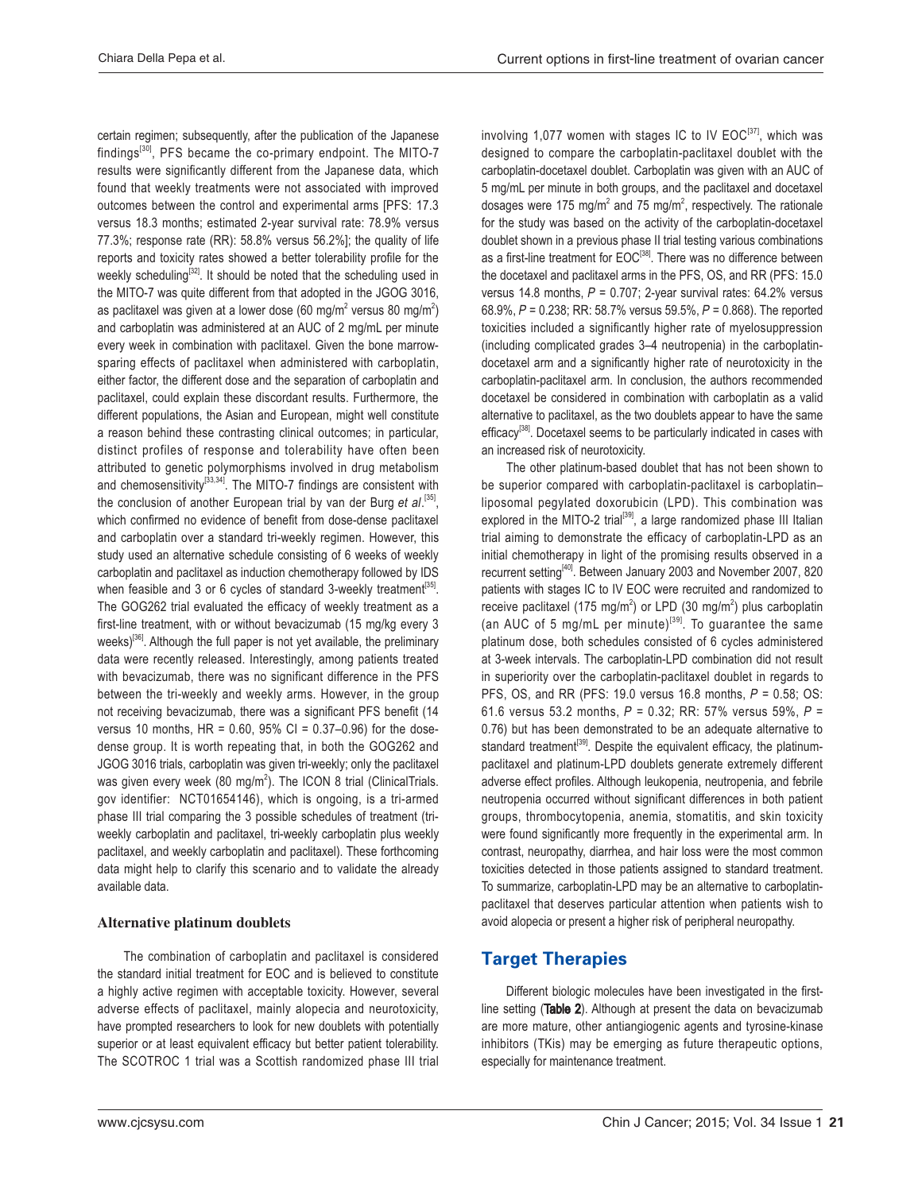certain regimen; subsequently, after the publication of the Japanese findings[30], PFS became the co-primary endpoint. The MITO-7 results were significantly different from the Japanese data, which found that weekly treatments were not associated with improved outcomes between the control and experimental arms [PFS: 17.3 versus 18.3 months; estimated 2-year survival rate: 78.9% versus 77.3%; response rate (RR): 58.8% versus 56.2%]; the quality of life reports and toxicity rates showed a better tolerability profile for the weekly scheduling[32]. It should be noted that the scheduling used in the MITO-7 was quite different from that adopted in the JGOG 3016, as paclitaxel was given at a lower dose (60 mg/m$^2$ versus 80 mg/m$^2$) and carboplatin was administered at an AUC of 2 mg/mL per minute every week in combination with paclitaxel. Given the bone marrow-sparing effects of paclitaxel when administered with carboplatin, either factor, the different dose and the separation of carboplatin and paclitaxel, could explain these discordant results. Furthermore, the different populations, the Asian and European, might well constitute a reason behind these contrasting clinical outcomes; in particular, distinct profiles of response and tolerability have often been attributed to genetic polymorphisms involved in drug metabolism and chemosensitivity[33,34]. The MITO-7 findings are consistent with the conclusion of another European trial by van der Burg *et al*.[35], which confirmed no evidence of benefit from dose-dense paclitaxel and carboplatin over a standard tri-weekly regimen. However, this study used an alternative schedule consisting of 6 weeks of weekly carboplatin and paclitaxel as induction chemotherapy followed by IDS when feasible and 3 or 6 cycles of standard 3-weekly treatment[35]. The GOG262 trial evaluated the efficacy of weekly treatment as a first-line treatment, with or without bevacizumab (15 mg/kg every 3 weeks)[36]. Although the full paper is not yet available, the preliminary data were recently released. Interestingly, among patients treated with bevacizumab, there was no significant difference in the PFS between the tri-weekly and weekly arms. However, in the group not receiving bevacizumab, there was a significant PFS benefit (14 versus 10 months, HR = 0.60, 95% CI = 0.37–0.96) for the dose-dense group. It is worth repeating that, in both the GOG262 and JGOG 3016 trials, carboplatin was given tri-weekly; only the paclitaxel was given every week (80 mg/m$^2$). The ICON 8 trial (ClinicalTrials.gov identifier: NCT01654146), which is ongoing, is a tri-armed phase III trial comparing the 3 possible schedules of treatment (tri-weekly carboplatin and paclitaxel, tri-weekly carboplatin plus weekly paclitaxel, and weekly carboplatin and paclitaxel). These forthcoming data might help to clarify this scenario and to validate the already available data.

### Alternative platinum doublets

The combination of carboplatin and paclitaxel is considered the standard initial treatment for EOC and is believed to constitute a highly active regimen with acceptable toxicity. However, several adverse effects of paclitaxel, mainly alopecia and neurotoxicity, have prompted researchers to look for new doublets with potentially superior or at least equivalent efficacy but better patient tolerability. The SCOTROC 1 trial was a Scottish randomized phase III trial involving 1,077 women with stages IC to IV EOC[37], which was designed to compare the carboplatin-paclitaxel doublet with the carboplatin-docetaxel doublet. Carboplatin was given with an AUC of 5 mg/mL per minute in both groups, and the paclitaxel and docetaxel dosages were 175 mg/m$^2$ and 75 mg/m$^2$, respectively. The rationale for the study was based on the activity of the carboplatin-docetaxel doublet shown in a previous phase II trial testing various combinations as a first-line treatment for EOC[38]. There was no difference between the docetaxel and paclitaxel arms in the PFS, OS, and RR (PFS: 15.0 versus 14.8 months, $P$ = 0.707; 2-year survival rates: 64.2% versus 68.9%, $P$ = 0.238; RR: 58.7% versus 59.5%, $P$ = 0.868). The reported toxicities included a significantly higher rate of myelosuppression (including complicated grades 3–4 neutropenia) in the carboplatin-docetaxel arm and a significantly higher rate of neurotoxicity in the carboplatin-paclitaxel arm. In conclusion, the authors recommended docetaxel be considered in combination with carboplatin as a valid alternative to paclitaxel, as the two doublets appear to have the same efficacy[38]. Docetaxel seems to be particularly indicated in cases with an increased risk of neurotoxicity.

The other platinum-based doublet that has not been shown to be superior compared with carboplatin-paclitaxel is carboplatin–liposomal pegylated doxorubicin (LPD). This combination was explored in the MITO-2 trial[39], a large randomized phase III Italian trial aiming to demonstrate the efficacy of carboplatin-LPD as an initial chemotherapy in light of the promising results observed in a recurrent setting[40]. Between January 2003 and November 2007, 820 patients with stages IC to IV EOC were recruited and randomized to receive paclitaxel (175 mg/m$^2$) or LPD (30 mg/m$^2$) plus carboplatin (an AUC of 5 mg/mL per minute)[39]. To guarantee the same platinum dose, both schedules consisted of 6 cycles administered at 3-week intervals. The carboplatin-LPD combination did not result in superiority over the carboplatin-paclitaxel doublet in regards to PFS, OS, and RR (PFS: 19.0 versus 16.8 months, $P$ = 0.58; OS: 61.6 versus 53.2 months, $P$ = 0.32; RR: 57% versus 59%, $P$ = 0.76) but has been demonstrated to be an adequate alternative to standard treatment[39]. Despite the equivalent efficacy, the platinum-paclitaxel and platinum-LPD doublets generate extremely different adverse effect profiles. Although leukopenia, neutropenia, and febrile neutropenia occurred without significant differences in both patient groups, thrombocytopenia, anemia, stomatitis, and skin toxicity were found significantly more frequently in the experimental arm. In contrast, neuropathy, diarrhea, and hair loss were the most common toxicities detected in those patients assigned to standard treatment. To summarize, carboplatin-LPD may be an alternative to carboplatin-paclitaxel that deserves particular attention when patients wish to avoid alopecia or present a higher risk of peripheral neuropathy.

## Target Therapies

Different biologic molecules have been investigated in the first-line setting (**Table 2**). Although at present the data on bevacizumab are more mature, other antiangiogenic agents and tyrosine-kinase inhibitors (TKis) may be emerging as future therapeutic options, especially for maintenance treatment.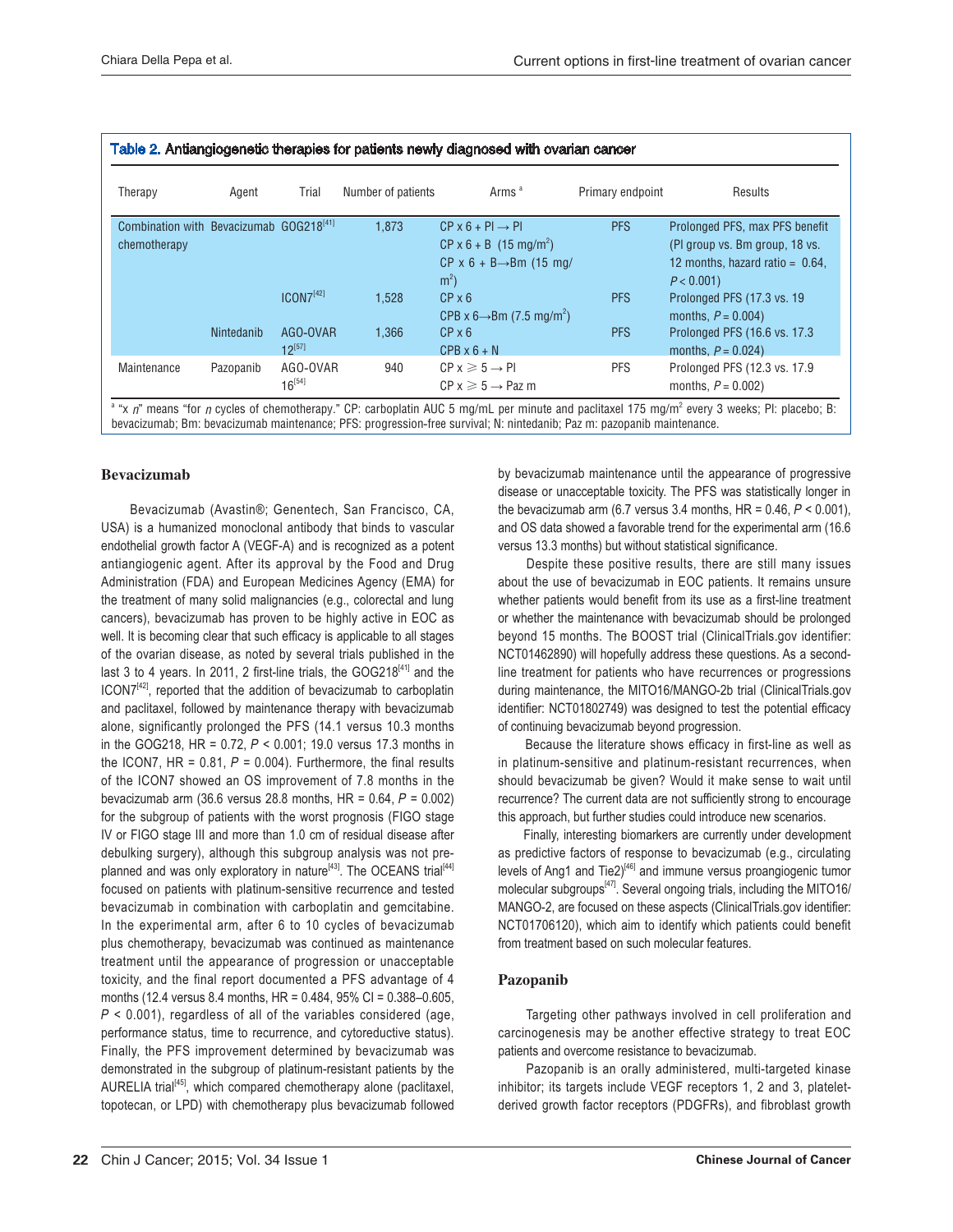**Table 2. Antiangiogenetic therapies for patients newly diagnosed with ovarian cancer**

| Therapy | Agent | Trial | Number of patients | Arms [a] | Primary endpoint | Results |
|---|---|---|---|---|---|---|
| Combination with chemotherapy | Bevacizumab | GOG218[41] | 1,873 | CP x 6 + Pl → Pl<br>CP x 6 + B (15 mg/m$^2$)<br>CP x 6 + B→Bm (15 mg/m$^2$) | PFS | Prolonged PFS, max PFS benefit (Pl group vs. Bm group, 18 vs. 12 months, hazard ratio = 0.64, $P < 0.001$) |
| | | ICON7[42] | 1,528 | CP x 6<br>CPB x 6→Bm (7.5 mg/m$^2$) | PFS | Prolonged PFS (17.3 vs. 19 months, $P = 0.004$) |
| | Nintedanib | AGO-OVAR 12[57] | 1,366 | CP x 6<br>CPB x 6 + N | PFS | Prolonged PFS (16.6 vs. 17.3 months, $P = 0.024$) |
| Maintenance | Pazopanib | AGO-OVAR 16[54] | 940 | CP x ≥ 5 → Pl<br>CP x ≥ 5 → Paz m | PFS | Prolonged PFS (12.3 vs. 17.9 months, $P = 0.002$) |

[a] "x *n*" means "for *n* cycles of chemotherapy." CP: carboplatin AUC 5 mg/mL per minute and paclitaxel 175 mg/m$^2$ every 3 weeks; Pl: placebo; B: bevacizumab; Bm: bevacizumab maintenance; PFS: progression-free survival; N: nintedanib; Paz m: pazopanib maintenance.

## Bevacizumab

Bevacizumab (Avastin®; Genentech, San Francisco, CA, USA) is a humanized monoclonal antibody that binds to vascular endothelial growth factor A (VEGF-A) and is recognized as a potent antiangiogenic agent. After its approval by the Food and Drug Administration (FDA) and European Medicines Agency (EMA) for the treatment of many solid malignancies (e.g., colorectal and lung cancers), bevacizumab has proven to be highly active in EOC as well. It is becoming clear that such efficacy is applicable to all stages of the ovarian disease, as noted by several trials published in the last 3 to 4 years. In 2011, 2 first-line trials, the GOG218[41] and the ICON7[42], reported that the addition of bevacizumab to carboplatin and paclitaxel, followed by maintenance therapy with bevacizumab alone, significantly prolonged the PFS (14.1 versus 10.3 months in the GOG218, HR = 0.72, $P < 0.001$; 19.0 versus 17.3 months in the ICON7, HR = 0.81, $P = 0.004$). Furthermore, the final results of the ICON7 showed an OS improvement of 7.8 months in the bevacizumab arm (36.6 versus 28.8 months, HR = 0.64, $P = 0.002$) for the subgroup of patients with the worst prognosis (FIGO stage IV or FIGO stage III and more than 1.0 cm of residual disease after debulking surgery), although this subgroup analysis was not pre-planned and was only exploratory in nature[43]. The OCEANS trial[44] focused on patients with platinum-sensitive recurrence and tested bevacizumab in combination with carboplatin and gemcitabine. In the experimental arm, after 6 to 10 cycles of bevacizumab plus chemotherapy, bevacizumab was continued as maintenance treatment until the appearance of progression or unacceptable toxicity, and the final report documented a PFS advantage of 4 months (12.4 versus 8.4 months, HR = 0.484, 95% CI = 0.388–0.605, $P < 0.001$), regardless of all of the variables considered (age, performance status, time to recurrence, and cytoreductive status). Finally, the PFS improvement determined by bevacizumab was demonstrated in the subgroup of platinum-resistant patients by the AURELIA trial[45], which compared chemotherapy alone (paclitaxel, topotecan, or LPD) with chemotherapy plus bevacizumab followed by bevacizumab maintenance until the appearance of progressive disease or unacceptable toxicity. The PFS was statistically longer in the bevacizumab arm (6.7 versus 3.4 months, HR = 0.46, $P < 0.001$), and OS data showed a favorable trend for the experimental arm (16.6 versus 13.3 months) but without statistical significance.

Despite these positive results, there are still many issues about the use of bevacizumab in EOC patients. It remains unsure whether patients would benefit from its use as a first-line treatment or whether the maintenance with bevacizumab should be prolonged beyond 15 months. The BOOST trial (ClinicalTrials.gov identifier: NCT01462890) will hopefully address these questions. As a second-line treatment for patients who have recurrences or progressions during maintenance, the MITO16/MANGO-2b trial (ClinicalTrials.gov identifier: NCT01802749) was designed to test the potential efficacy of continuing bevacizumab beyond progression.

Because the literature shows efficacy in first-line as well as in platinum-sensitive and platinum-resistant recurrences, when should bevacizumab be given? Would it make sense to wait until recurrence? The current data are not sufficiently strong to encourage this approach, but further studies could introduce new scenarios.

Finally, interesting biomarkers are currently under development as predictive factors of response to bevacizumab (e.g., circulating levels of Ang1 and Tie2)[46] and immune versus proangiogenic tumor molecular subgroups[47]. Several ongoing trials, including the MITO16/MANGO-2, are focused on these aspects (ClinicalTrials.gov identifier: NCT01706120), which aim to identify which patients could benefit from treatment based on such molecular features.

## Pazopanib

Targeting other pathways involved in cell proliferation and carcinogenesis may be another effective strategy to treat EOC patients and overcome resistance to bevacizumab.

Pazopanib is an orally administered, multi-targeted kinase inhibitor; its targets include VEGF receptors 1, 2 and 3, platelet-derived growth factor receptors (PDGFRs), and fibroblast growth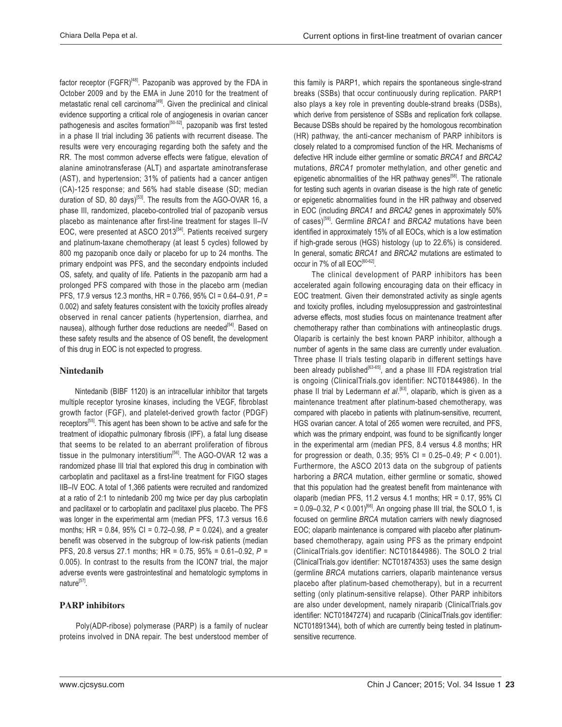factor receptor (FGFR)[48]. Pazopanib was approved by the FDA in October 2009 and by the EMA in June 2010 for the treatment of metastatic renal cell carcinoma[49]. Given the preclinical and clinical evidence supporting a critical role of angiogenesis in ovarian cancer pathogenesis and ascites formation[50-52], pazopanib was first tested in a phase II trial including 36 patients with recurrent disease. The results were very encouraging regarding both the safety and the RR. The most common adverse effects were fatigue, elevation of alanine aminotransferase (ALT) and aspartate aminotransferase (AST), and hypertension; 31% of patients had a cancer antigen (CA)-125 response; and 56% had stable disease (SD; median duration of SD, 80 days)[53]. The results from the AGO-OVAR 16, a phase III, randomized, placebo-controlled trial of pazopanib versus placebo as maintenance after first-line treatment for stages II–IV EOC, were presented at ASCO 2013[54]. Patients received surgery and platinum-taxane chemotherapy (at least 5 cycles) followed by 800 mg pazopanib once daily or placebo for up to 24 months. The primary endpoint was PFS, and the secondary endpoints included OS, safety, and quality of life. Patients in the pazopanib arm had a prolonged PFS compared with those in the placebo arm (median PFS, 17.9 versus 12.3 months, HR = 0.766, 95% CI = 0.64–0.91, $P$ = 0.002) and safety features consistent with the toxicity profiles already observed in renal cancer patients (hypertension, diarrhea, and nausea), although further dose reductions are needed[54]. Based on these safety results and the absence of OS benefit, the development of this drug in EOC is not expected to progress.

### Nintedanib

Nintedanib (BIBF 1120) is an intracellular inhibitor that targets multiple receptor tyrosine kinases, including the VEGF, fibroblast growth factor (FGF), and platelet-derived growth factor (PDGF) receptors[55]. This agent has been shown to be active and safe for the treatment of idiopathic pulmonary fibrosis (IPF), a fatal lung disease that seems to be related to an aberrant proliferation of fibrous tissue in the pulmonary interstitium[56]. The AGO-OVAR 12 was a randomized phase III trial that explored this drug in combination with carboplatin and paclitaxel as a first-line treatment for FIGO stages IIB–IV EOC. A total of 1,366 patients were recruited and randomized at a ratio of 2:1 to nintedanib 200 mg twice per day plus carboplatin and paclitaxel or to carboplatin and paclitaxel plus placebo. The PFS was longer in the experimental arm (median PFS, 17.3 versus 16.6 months; HR = 0.84, 95% CI = 0.72–0.98, $P$ = 0.024), and a greater benefit was observed in the subgroup of low-risk patients (median PFS, 20.8 versus 27.1 months; HR = 0.75, 95% = 0.61–0.92, $P$ = 0.005). In contrast to the results from the ICON7 trial, the major adverse events were gastrointestinal and hematologic symptoms in nature[57].

### PARP inhibitors

Poly(ADP-ribose) polymerase (PARP) is a family of nuclear proteins involved in DNA repair. The best understood member of this family is PARP1, which repairs the spontaneous single-strand breaks (SSBs) that occur continuously during replication. PARP1 also plays a key role in preventing double-strand breaks (DSBs), which derive from persistence of SSBs and replication fork collapse. Because DSBs should be repaired by the homologous recombination (HR) pathway, the anti-cancer mechanism of PARP inhibitors is closely related to a compromised function of the HR. Mechanisms of defective HR include either germline or somatic *BRCA1* and *BRCA2* mutations, *BRCA1* promoter methylation, and other genetic and epigenetic abnormalities of the HR pathway genes[58]. The rationale for testing such agents in ovarian disease is the high rate of genetic or epigenetic abnormalities found in the HR pathway and observed in EOC (including *BRCA1* and *BRCA2* genes in approximately 50% of cases)[59]. Germline *BRCA1* and *BRCA2* mutations have been identified in approximately 15% of all EOCs, which is a low estimation if high-grade serous (HGS) histology (up to 22.6%) is considered. In general, somatic *BRCA1* and *BRCA2* mutations are estimated to occur in 7% of all EOC[60-62].

The clinical development of PARP inhibitors has been accelerated again following encouraging data on their efficacy in EOC treatment. Given their demonstrated activity as single agents and toxicity profiles, including myelosuppression and gastrointestinal adverse effects, most studies focus on maintenance treatment after chemotherapy rather than combinations with antineoplastic drugs. Olaparib is certainly the best known PARP inhibitor, although a number of agents in the same class are currently under evaluation. Three phase II trials testing olaparib in different settings have been already published[63-65], and a phase III FDA registration trial is ongoing (ClinicalTrials.gov identifier: NCT01844986). In the phase II trial by Ledermann *et al*.[63], olaparib, which is given as a maintenance treatment after platinum-based chemotherapy, was compared with placebo in patients with platinum-sensitive, recurrent, HGS ovarian cancer. A total of 265 women were recruited, and PFS, which was the primary endpoint, was found to be significantly longer in the experimental arm (median PFS, 8.4 versus 4.8 months; HR for progression or death, 0.35; 95% CI = 0.25–0.49; $P$ < 0.001). Furthermore, the ASCO 2013 data on the subgroup of patients harboring a *BRCA* mutation, either germline or somatic, showed that this population had the greatest benefit from maintenance with olaparib (median PFS, 11.2 versus 4.1 months; HR = 0.17, 95% CI = 0.09–0.32, $P$ < 0.001)[66]. An ongoing phase III trial, the SOLO 1, is focused on germline *BRCA* mutation carriers with newly diagnosed EOC; olaparib maintenance is compared with placebo after platinum-based chemotherapy, again using PFS as the primary endpoint (ClinicalTrials.gov identifier: NCT01844986). The SOLO 2 trial (ClinicalTrials.gov identifier: NCT01874353) uses the same design (germline *BRCA* mutations carriers, olaparib maintenance versus placebo after platinum-based chemotherapy), but in a recurrent setting (only platinum-sensitive relapse). Other PARP inhibitors are also under development, namely niraparib (ClinicalTrials.gov identifier: NCT01847274) and rucaparib (ClinicalTrials.gov identifier: NCT01891344), both of which are currently being tested in platinum-sensitive recurrence.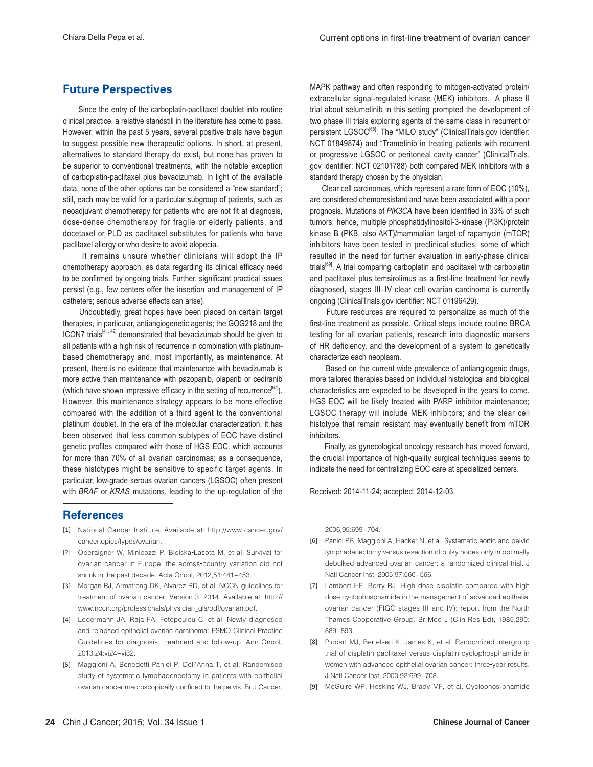## Future Perspectives

Since the entry of the carboplatin-paclitaxel doublet into routine clinical practice, a relative standstill in the literature has come to pass. However, within the past 5 years, several positive trials have begun to suggest possible new therapeutic options. In short, at present, alternatives to standard therapy do exist, but none has proven to be superior to conventional treatments, with the notable exception of carboplatin-paclitaxel plus bevacizumab. In light of the available data, none of the other options can be considered a "new standard"; still, each may be valid for a particular subgroup of patients, such as neoadjuvant chemotherapy for patients who are not fit at diagnosis, dose-dense chemotherapy for fragile or elderly patients, and docetaxel or PLD as paclitaxel substitutes for patients who have paclitaxel allergy or who desire to avoid alopecia.

It remains unsure whether clinicians will adopt the IP chemotherapy approach, as data regarding its clinical efficacy need to be confirmed by ongoing trials. Further, significant practical issues persist (e.g., few centers offer the insertion and management of IP catheters; serious adverse effects can arise).

Undoubtedly, great hopes have been placed on certain target therapies, in particular, antiangiogenetic agents; the GOG218 and the ICON7 trials[41, 42] demonstrated that bevacizumab should be given to all patients with a high risk of recurrence in combination with platinum-based chemotherapy and, most importantly, as maintenance. At present, there is no evidence that maintenance with bevacizumab is more active than maintenance with pazopanib, olaparib or cediranib (which have shown impressive efficacy in the setting of recurrence[67]). However, this maintenance strategy appears to be more effective compared with the addition of a third agent to the conventional platinum doublet. In the era of the molecular characterization, it has been observed that less common subtypes of EOC have distinct genetic profiles compared with those of HGS EOC, which accounts for more than 70% of all ovarian carcinomas; as a consequence, these histotypes might be sensitive to specific target agents. In particular, low-grade serous ovarian cancers (LGSOC) often present with *BRAF* or *KRAS* mutations, leading to the up-regulation of the MAPK pathway and often responding to mitogen-activated protein/extracellular signal-regulated kinase (MEK) inhibitors. A phase II trial about selumetinib in this setting prompted the development of two phase III trials exploring agents of the same class in recurrent or persistent LGSOC[68]. The "MILO study" (ClinicalTrials.gov identifier: NCT 01849874) and "Trametinib in treating patients with recurrent or progressive LGSOC or peritoneal cavity cancer" (ClinicalTrials.gov identifier: NCT 02101788) both compared MEK inhibitors with a standard therapy chosen by the physician.

Clear cell carcinomas, which represent a rare form of EOC (10%), are considered chemoresistant and have been associated with a poor prognosis. Mutations of *PIK3CA* have been identified in 33% of such tumors; hence, multiple phosphatidylinositol-3-kinase (PI3K)/protein kinase B (PKB, also AKT)/mammalian target of rapamycin (mTOR) inhibitors have been tested in preclinical studies, some of which resulted in the need for further evaluation in early-phase clinical trials[69]. A trial comparing carboplatin and paclitaxel with carboplatin and paclitaxel plus temsirolimus as a first-line treatment for newly diagnosed, stages III–IV clear cell ovarian carcinoma is currently ongoing (ClinicalTrials.gov identifier: NCT 01196429).

Future resources are required to personalize as much of the first-line treatment as possible. Critical steps include routine BRCA testing for all ovarian patients, research into diagnostic markers of HR deficiency, and the development of a system to genetically characterize each neoplasm.

Based on the current wide prevalence of antiangiogenic drugs, more tailored therapies based on individual histological and biological characteristics are expected to be developed in the years to come. HGS EOC will be likely treated with PARP inhibitor maintenance; LGSOC therapy will include MEK inhibitors; and the clear cell histotype that remain resistant may eventually benefit from mTOR inhibitors.

Finally, as gynecological oncology research has moved forward, the crucial importance of high-quality surgical techniques seems to indicate the need for centralizing EOC care at specialized centers.

Received: 2014-11-24; accepted: 2014-12-03.

## References

[1] National Cancer Institute. Available at: http://www.cancer.gov/cancertopics/types/ovarian.

[2] Oberaigner W, Minicozzi P, Bielska-Lasota M, et al. Survival for ovarian cancer in Europe: the across-country variation did not shrink in the past decade. Acta Oncol, 2012,51:441−453.

[3] Morgan RJ, Armstrong DK, Alvarez RD, et al. NCCN guidelines for treatment of ovarian cancer. Version 3. 2014. Available at: http://www.nccn.org/professionals/physician_gls/pdf/ovarian.pdf.

[4] Ledermann JA, Raja FA, Fotopoulou C, et al. Newly diagnosed and relapsed epithelial ovarian carcinoma: ESMO Clinical Practice Guidelines for diagnosis, treatment and follow-up. Ann Oncol, 2013,24:vi24−vi32.

[5] Maggioni A, Benedetti Panici P, Dell'Anna T, et al. Randomised study of systematic lymphadenectomy in patients with epithelial ovarian cancer macroscopically confined to the pelvis. Br J Cancer, 2006,95:699−704.

[6] Panici PB, Maggioni A, Hacker N, et al. Systematic aortic and pelvic lymphadenectomy versus resection of bulky nodes only in optimally debulked advanced ovarian cancer: a randomized clinical trial. J Natl Cancer Inst, 2005,97:560−566.

[7] Lambert HE, Berry RJ. High dose cisplatin compared with high dose cyclophosphamide in the management of advanced epithelial ovarian cancer (FIGO stages III and IV): report from the North Thames Cooperative Group. Br Med J (Clin Res Ed), 1985,290: 889−893.

[8] Piccart MJ, Bertelsen K, James K, et al. Randomized intergroup trial of cisplatin-paclitaxel versus cisplatin-cyclophosphamide in women with advanced epithelial ovarian cancer: three-year results. J Natl Cancer Inst, 2000,92:699−708.

[9] McGuire WP, Hoskins WJ, Brady MF, et al. Cyclophos-phamide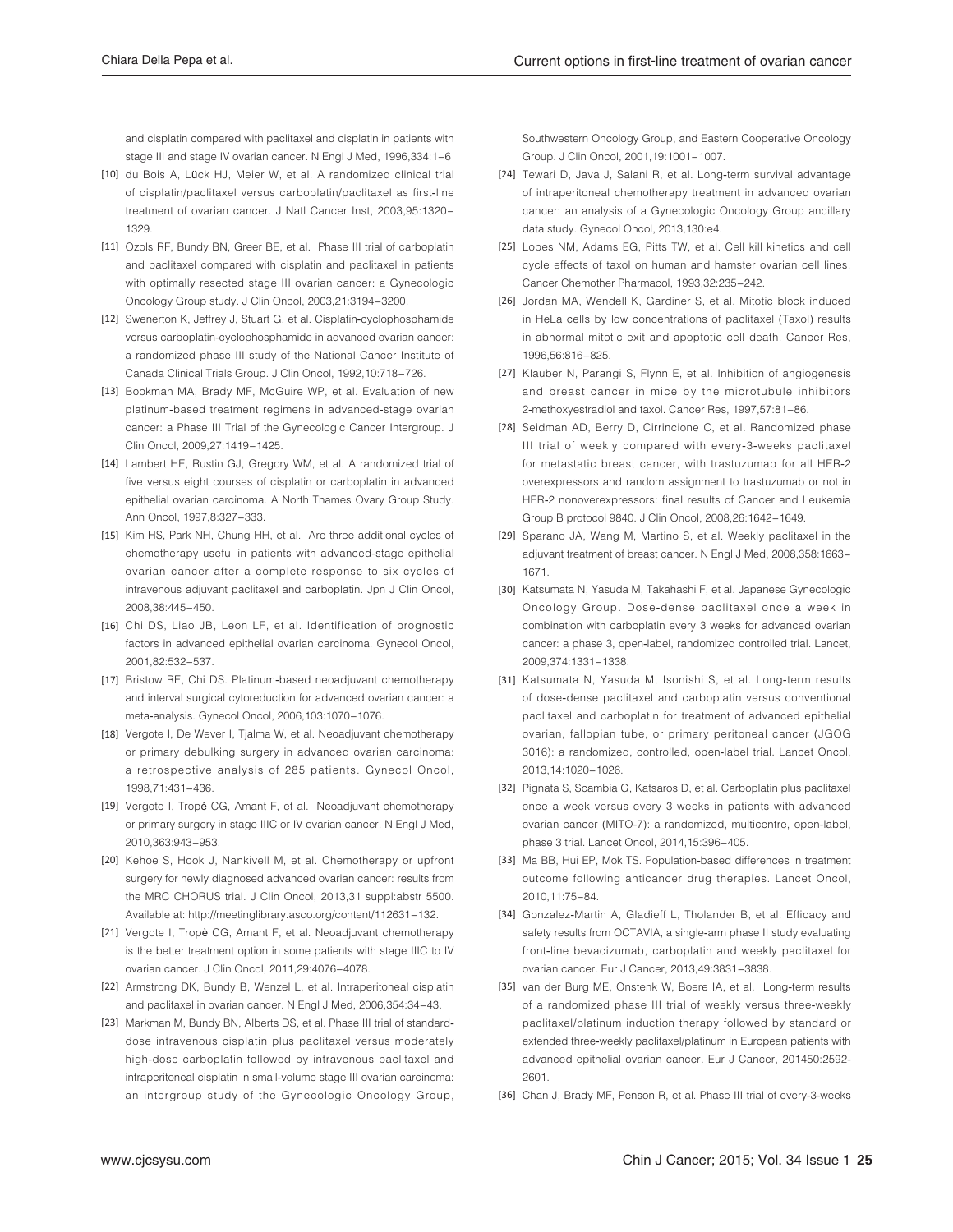and cisplatin compared with paclitaxel and cisplatin in patients with stage III and stage IV ovarian cancer. N Engl J Med, 1996,334:1–6

[10] du Bois A, Lück HJ, Meier W, et al. A randomized clinical trial of cisplatin/paclitaxel versus carboplatin/paclitaxel as first-line treatment of ovarian cancer. J Natl Cancer Inst, 2003,95:1320–1329.

[11] Ozols RF, Bundy BN, Greer BE, et al. Phase III trial of carboplatin and paclitaxel compared with cisplatin and paclitaxel in patients with optimally resected stage III ovarian cancer: a Gynecologic Oncology Group study. J Clin Oncol, 2003,21:3194–3200.

[12] Swenerton K, Jeffrey J, Stuart G, et al. Cisplatin-cyclophosphamide versus carboplatin-cyclophosphamide in advanced ovarian cancer: a randomized phase III study of the National Cancer Institute of Canada Clinical Trials Group. J Clin Oncol, 1992,10:718–726.

[13] Bookman MA, Brady MF, McGuire WP, et al. Evaluation of new platinum-based treatment regimens in advanced-stage ovarian cancer: a Phase III Trial of the Gynecologic Cancer Intergroup. J Clin Oncol, 2009,27:1419–1425.

[14] Lambert HE, Rustin GJ, Gregory WM, et al. A randomized trial of five versus eight courses of cisplatin or carboplatin in advanced epithelial ovarian carcinoma. A North Thames Ovary Group Study. Ann Oncol, 1997,8:327–333.

[15] Kim HS, Park NH, Chung HH, et al. Are three additional cycles of chemotherapy useful in patients with advanced-stage epithelial ovarian cancer after a complete response to six cycles of intravenous adjuvant paclitaxel and carboplatin. Jpn J Clin Oncol, 2008,38:445–450.

[16] Chi DS, Liao JB, Leon LF, et al. Identification of prognostic factors in advanced epithelial ovarian carcinoma. Gynecol Oncol, 2001,82:532–537.

[17] Bristow RE, Chi DS. Platinum-based neoadjuvant chemotherapy and interval surgical cytoreduction for advanced ovarian cancer: a meta-analysis. Gynecol Oncol, 2006,103:1070–1076.

[18] Vergote I, De Wever I, Tjalma W, et al. Neoadjuvant chemotherapy or primary debulking surgery in advanced ovarian carcinoma: a retrospective analysis of 285 patients. Gynecol Oncol, 1998,71:431–436.

[19] Vergote I, Tropé CG, Amant F, et al. Neoadjuvant chemotherapy or primary surgery in stage IIIC or IV ovarian cancer. N Engl J Med, 2010,363:943–953.

[20] Kehoe S, Hook J, Nankivell M, et al. Chemotherapy or upfront surgery for newly diagnosed advanced ovarian cancer: results from the MRC CHORUS trial. J Clin Oncol, 2013,31 suppl:abstr 5500. Available at: http://meetinglibrary.asco.org/content/112631–132.

[21] Vergote I, Tropè CG, Amant F, et al. Neoadjuvant chemotherapy is the better treatment option in some patients with stage IIIC to IV ovarian cancer. J Clin Oncol, 2011,29:4076–4078.

[22] Armstrong DK, Bundy B, Wenzel L, et al. Intraperitoneal cisplatin and paclitaxel in ovarian cancer. N Engl J Med, 2006,354:34–43.

[23] Markman M, Bundy BN, Alberts DS, et al. Phase III trial of standard-dose intravenous cisplatin plus paclitaxel versus moderately high-dose carboplatin followed by intravenous paclitaxel and intraperitoneal cisplatin in small-volume stage III ovarian carcinoma: an intergroup study of the Gynecologic Oncology Group, Southwestern Oncology Group, and Eastern Cooperative Oncology Group. J Clin Oncol, 2001,19:1001–1007.

[24] Tewari D, Java J, Salani R, et al. Long-term survival advantage of intraperitoneal chemotherapy treatment in advanced ovarian cancer: an analysis of a Gynecologic Oncology Group ancillary data study. Gynecol Oncol, 2013,130:e4.

[25] Lopes NM, Adams EG, Pitts TW, et al. Cell kill kinetics and cell cycle effects of taxol on human and hamster ovarian cell lines. Cancer Chemother Pharmacol, 1993,32:235–242.

[26] Jordan MA, Wendell K, Gardiner S, et al. Mitotic block induced in HeLa cells by low concentrations of paclitaxel (Taxol) results in abnormal mitotic exit and apoptotic cell death. Cancer Res, 1996,56:816–825.

[27] Klauber N, Parangi S, Flynn E, et al. Inhibition of angiogenesis and breast cancer in mice by the microtubule inhibitors 2-methoxyestradiol and taxol. Cancer Res, 1997,57:81–86.

[28] Seidman AD, Berry D, Cirrincione C, et al. Randomized phase III trial of weekly compared with every-3-weeks paclitaxel for metastatic breast cancer, with trastuzumab for all HER-2 overexpressors and random assignment to trastuzumab or not in HER-2 nonoverexpressors: final results of Cancer and Leukemia Group B protocol 9840. J Clin Oncol, 2008,26:1642–1649.

[29] Sparano JA, Wang M, Martino S, et al. Weekly paclitaxel in the adjuvant treatment of breast cancer. N Engl J Med, 2008,358:1663–1671.

[30] Katsumata N, Yasuda M, Takahashi F, et al. Japanese Gynecologic Oncology Group. Dose-dense paclitaxel once a week in combination with carboplatin every 3 weeks for advanced ovarian cancer: a phase 3, open-label, randomized controlled trial. Lancet, 2009,374:1331–1338.

[31] Katsumata N, Yasuda M, Isonishi S, et al. Long-term results of dose-dense paclitaxel and carboplatin versus conventional paclitaxel and carboplatin for treatment of advanced epithelial ovarian, fallopian tube, or primary peritoneal cancer (JGOG 3016): a randomized, controlled, open-label trial. Lancet Oncol, 2013,14:1020–1026.

[32] Pignata S, Scambia G, Katsaros D, et al. Carboplatin plus paclitaxel once a week versus every 3 weeks in patients with advanced ovarian cancer (MITO-7): a randomized, multicentre, open-label, phase 3 trial. Lancet Oncol, 2014,15:396–405.

[33] Ma BB, Hui EP, Mok TS. Population-based differences in treatment outcome following anticancer drug therapies. Lancet Oncol, 2010,11:75–84.

[34] Gonzalez-Martin A, Gladieff L, Tholander B, et al. Efficacy and safety results from OCTAVIA, a single-arm phase II study evaluating front-line bevacizumab, carboplatin and weekly paclitaxel for ovarian cancer. Eur J Cancer, 2013,49:3831–3838.

[35] van der Burg ME, Onstenk W, Boere IA, et al. Long-term results of a randomized phase III trial of weekly versus three-weekly paclitaxel/platinum induction therapy followed by standard or extended three-weekly paclitaxel/platinum in European patients with advanced epithelial ovarian cancer. Eur J Cancer, 201450:2592-2601.

[36] Chan J, Brady MF, Penson R, et al. Phase III trial of every-3-weeks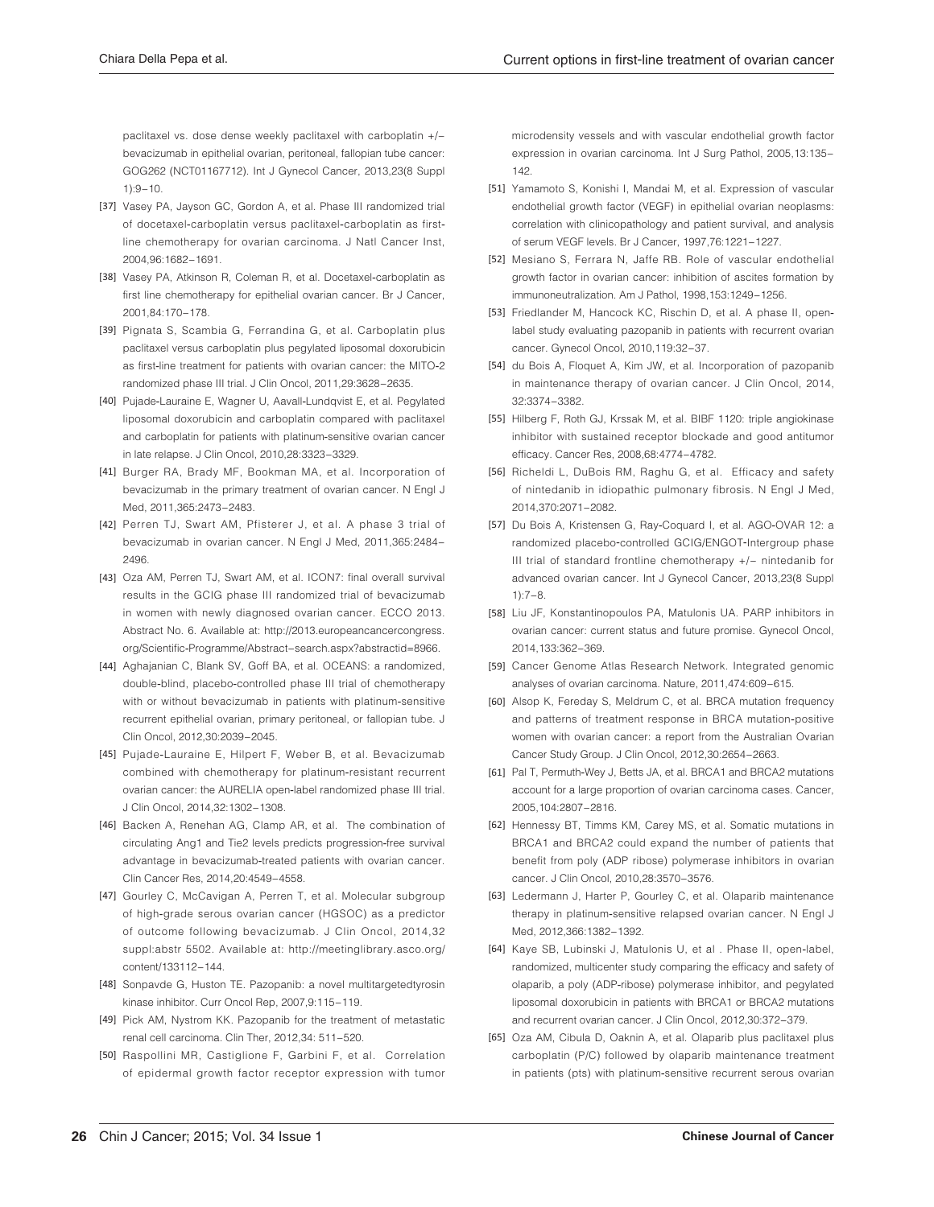paclitaxel vs. dose dense weekly paclitaxel with carboplatin +/− bevacizumab in epithelial ovarian, peritoneal, fallopian tube cancer: GOG262 (NCT01167712). Int J Gynecol Cancer, 2013,23(8 Suppl 1):9−10.

[37] Vasey PA, Jayson GC, Gordon A, et al. Phase III randomized trial of docetaxel-carboplatin versus paclitaxel-carboplatin as first-line chemotherapy for ovarian carcinoma. J Natl Cancer Inst, 2004,96:1682−1691.

[38] Vasey PA, Atkinson R, Coleman R, et al. Docetaxel-carboplatin as first line chemotherapy for epithelial ovarian cancer. Br J Cancer, 2001,84:170−178.

[39] Pignata S, Scambia G, Ferrandina G, et al. Carboplatin plus paclitaxel versus carboplatin plus pegylated liposomal doxorubicin as first-line treatment for patients with ovarian cancer: the MITO-2 randomized phase III trial. J Clin Oncol, 2011,29:3628−2635.

[40] Pujade-Lauraine E, Wagner U, Aavall-Lundqvist E, et al. Pegylated liposomal doxorubicin and carboplatin compared with paclitaxel and carboplatin for patients with platinum-sensitive ovarian cancer in late relapse. J Clin Oncol, 2010,28:3323−3329.

[41] Burger RA, Brady MF, Bookman MA, et al. Incorporation of bevacizumab in the primary treatment of ovarian cancer. N Engl J Med, 2011,365:2473−2483.

[42] Perren TJ, Swart AM, Pfisterer J, et al. A phase 3 trial of bevacizumab in ovarian cancer. N Engl J Med, 2011,365:2484−2496.

[43] Oza AM, Perren TJ, Swart AM, et al. ICON7: final overall survival results in the GCIG phase III randomized trial of bevacizumab in women with newly diagnosed ovarian cancer. ECCO 2013. Abstract No. 6. Available at: http://2013.europeancancercongress.org/Scientific-Programme/Abstract−search.aspx?abstractid=8966.

[44] Aghajanian C, Blank SV, Goff BA, et al. OCEANS: a randomized, double-blind, placebo-controlled phase III trial of chemotherapy with or without bevacizumab in patients with platinum-sensitive recurrent epithelial ovarian, primary peritoneal, or fallopian tube. J Clin Oncol, 2012,30:2039−2045.

[45] Pujade-Lauraine E, Hilpert F, Weber B, et al. Bevacizumab combined with chemotherapy for platinum-resistant recurrent ovarian cancer: the AURELIA open-label randomized phase III trial. J Clin Oncol, 2014,32:1302−1308.

[46] Backen A, Renehan AG, Clamp AR, et al. The combination of circulating Ang1 and Tie2 levels predicts progression-free survival advantage in bevacizumab-treated patients with ovarian cancer. Clin Cancer Res, 2014,20:4549−4558.

[47] Gourley C, McCavigan A, Perren T, et al. Molecular subgroup of high-grade serous ovarian cancer (HGSOC) as a predictor of outcome following bevacizumab. J Clin Oncol, 2014,32 suppl:abstr 5502. Available at: http://meetinglibrary.asco.org/content/133112−144.

[48] Sonpavde G, Huston TE. Pazopanib: a novel multitargetedtyrosin kinase inhibitor. Curr Oncol Rep, 2007,9:115−119.

[49] Pick AM, Nystrom KK. Pazopanib for the treatment of metastatic renal cell carcinoma. Clin Ther, 2012,34: 511−520.

[50] Raspollini MR, Castiglione F, Garbini F, et al. Correlation of epidermal growth factor receptor expression with tumor microdensity vessels and with vascular endothelial growth factor expression in ovarian carcinoma. Int J Surg Pathol, 2005,13:135−142.

[51] Yamamoto S, Konishi I, Mandai M, et al. Expression of vascular endothelial growth factor (VEGF) in epithelial ovarian neoplasms: correlation with clinicopathology and patient survival, and analysis of serum VEGF levels. Br J Cancer, 1997,76:1221−1227.

[52] Mesiano S, Ferrara N, Jaffe RB. Role of vascular endothelial growth factor in ovarian cancer: inhibition of ascites formation by immunoneutralization. Am J Pathol, 1998,153:1249−1256.

[53] Friedlander M, Hancock KC, Rischin D, et al. A phase II, open-label study evaluating pazopanib in patients with recurrent ovarian cancer. Gynecol Oncol, 2010,119:32−37.

[54] du Bois A, Floquet A, Kim JW, et al. Incorporation of pazopanib in maintenance therapy of ovarian cancer. J Clin Oncol, 2014, 32:3374−3382.

[55] Hilberg F, Roth GJ, Krssak M, et al. BIBF 1120: triple angiokinase inhibitor with sustained receptor blockade and good antitumor efficacy. Cancer Res, 2008,68:4774−4782.

[56] Richeldi L, DuBois RM, Raghu G, et al. Efficacy and safety of nintedanib in idiopathic pulmonary fibrosis. N Engl J Med, 2014,370:2071−2082.

[57] Du Bois A, Kristensen G, Ray-Coquard I, et al. AGO-OVAR 12: a randomized placebo-controlled GCIG/ENGOT-Intergroup phase III trial of standard frontline chemotherapy +/− nintedanib for advanced ovarian cancer. Int J Gynecol Cancer, 2013,23(8 Suppl 1):7−8.

[58] Liu JF, Konstantinopoulos PA, Matulonis UA. PARP inhibitors in ovarian cancer: current status and future promise. Gynecol Oncol, 2014,133:362−369.

[59] Cancer Genome Atlas Research Network. Integrated genomic analyses of ovarian carcinoma. Nature, 2011,474:609−615.

[60] Alsop K, Fereday S, Meldrum C, et al. BRCA mutation frequency and patterns of treatment response in BRCA mutation-positive women with ovarian cancer: a report from the Australian Ovarian Cancer Study Group. J Clin Oncol, 2012,30:2654−2663.

[61] Pal T, Permuth-Wey J, Betts JA, et al. BRCA1 and BRCA2 mutations account for a large proportion of ovarian carcinoma cases. Cancer, 2005,104:2807−2816.

[62] Hennessy BT, Timms KM, Carey MS, et al. Somatic mutations in BRCA1 and BRCA2 could expand the number of patients that benefit from poly (ADP ribose) polymerase inhibitors in ovarian cancer. J Clin Oncol, 2010,28:3570−3576.

[63] Ledermann J, Harter P, Gourley C, et al. Olaparib maintenance therapy in platinum-sensitive relapsed ovarian cancer. N Engl J Med, 2012,366:1382−1392.

[64] Kaye SB, Lubinski J, Matulonis U, et al . Phase II, open-label, randomized, multicenter study comparing the efficacy and safety of olaparib, a poly (ADP-ribose) polymerase inhibitor, and pegylated liposomal doxorubicin in patients with BRCA1 or BRCA2 mutations and recurrent ovarian cancer. J Clin Oncol, 2012,30:372−379.

[65] Oza AM, Cibula D, Oaknin A, et al. Olaparib plus paclitaxel plus carboplatin (P/C) followed by olaparib maintenance treatment in patients (pts) with platinum-sensitive recurrent serous ovarian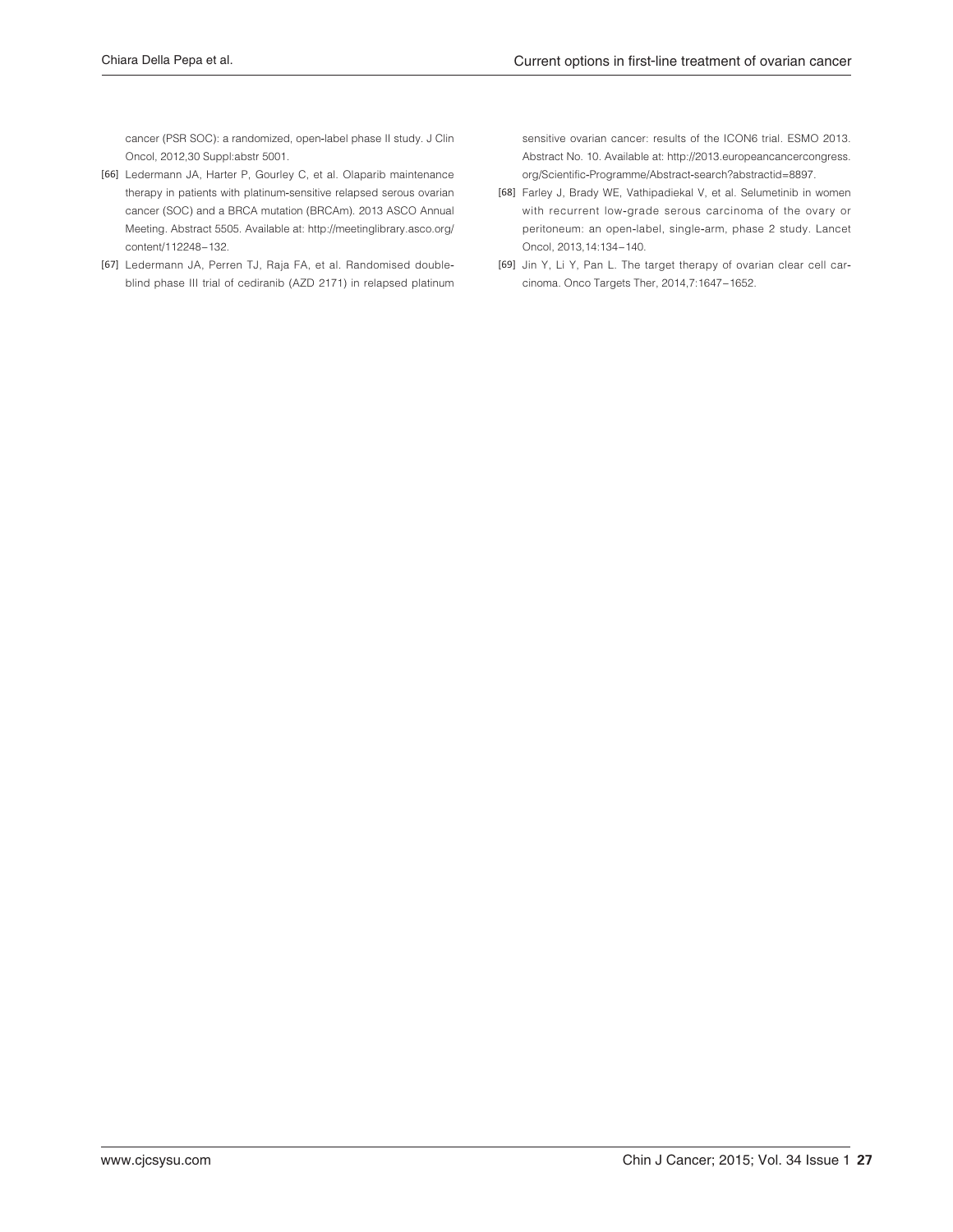cancer (PSR SOC): a randomized, open-label phase II study. J Clin Oncol, 2012,30 Suppl:abstr 5001.

[66] Ledermann JA, Harter P, Gourley C, et al. Olaparib maintenance therapy in patients with platinum-sensitive relapsed serous ovarian cancer (SOC) and a BRCA mutation (BRCAm). 2013 ASCO Annual Meeting. Abstract 5505. Available at: http://meetinglibrary.asco.org/content/112248−132.

[67] Ledermann JA, Perren TJ, Raja FA, et al. Randomised double-blind phase III trial of cediranib (AZD 2171) in relapsed platinum sensitive ovarian cancer: results of the ICON6 trial. ESMO 2013. Abstract No. 10. Available at: http://2013.europeancancercongress.org/Scientific-Programme/Abstract-search?abstractid=8897.

[68] Farley J, Brady WE, Vathipadiekal V, et al. Selumetinib in women with recurrent low-grade serous carcinoma of the ovary or peritoneum: an open-label, single-arm, phase 2 study. Lancet Oncol, 2013,14:134−140.

[69] Jin Y, Li Y, Pan L. The target therapy of ovarian clear cell carcinoma. Onco Targets Ther, 2014,7:1647−1652.